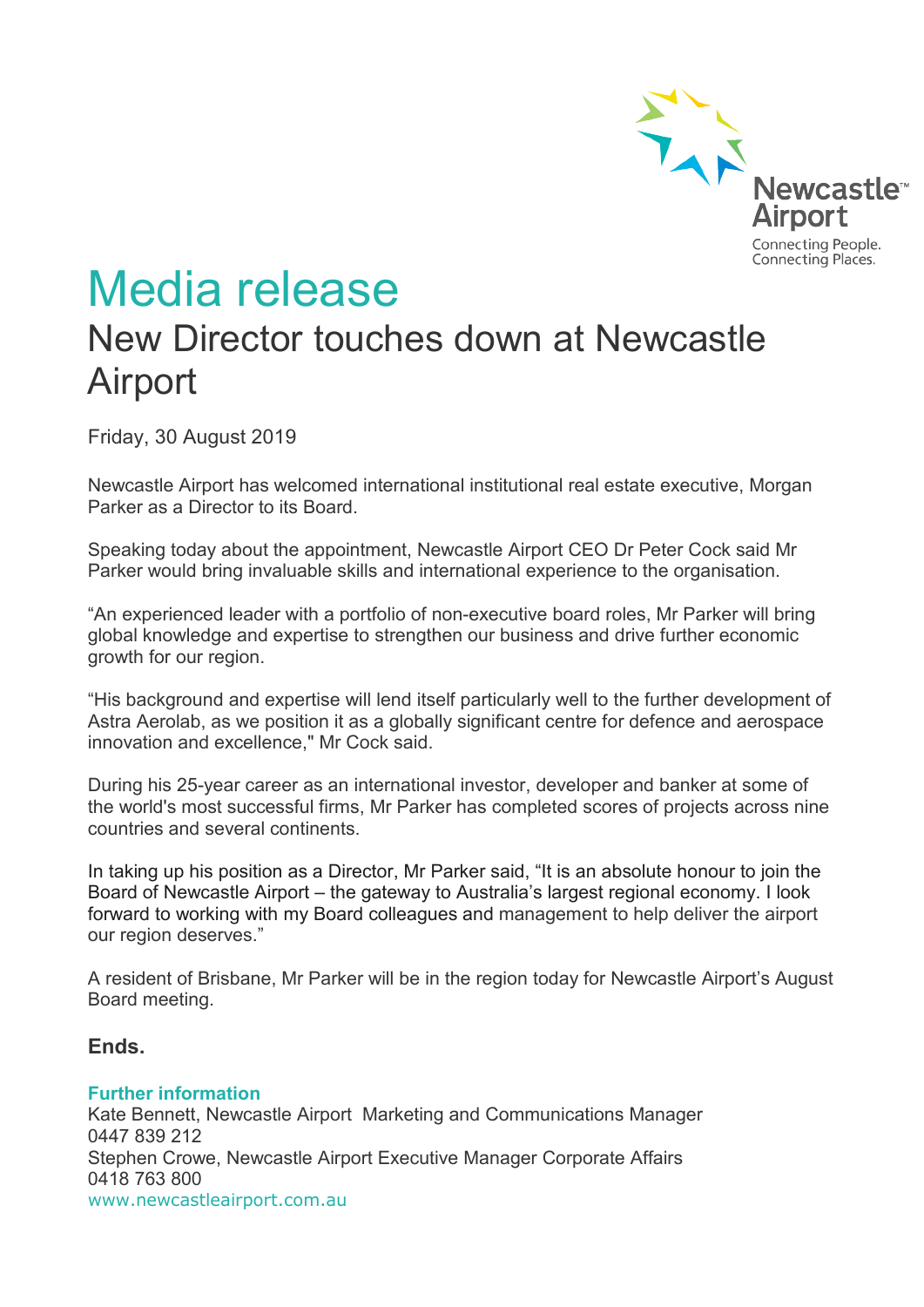Newcastle™ Airport
Connecting People.
Connecting Places.

# Media release

## New Director touches down at Newcastle Airport

Friday, 30 August 2019

Newcastle Airport has welcomed international institutional real estate executive, Morgan Parker as a Director to its Board.

Speaking today about the appointment, Newcastle Airport CEO Dr Peter Cock said Mr Parker would bring invaluable skills and international experience to the organisation.

"An experienced leader with a portfolio of non-executive board roles, Mr Parker will bring global knowledge and expertise to strengthen our business and drive further economic growth for our region.

"His background and expertise will lend itself particularly well to the further development of Astra Aerolab, as we position it as a globally significant centre for defence and aerospace innovation and excellence," Mr Cock said.

During his 25-year career as an international investor, developer and banker at some of the world's most successful firms, Mr Parker has completed scores of projects across nine countries and several continents.

In taking up his position as a Director, Mr Parker said, "It is an absolute honour to join the Board of Newcastle Airport – the gateway to Australia's largest regional economy. I look forward to working with my Board colleagues and management to help deliver the airport our region deserves."

A resident of Brisbane, Mr Parker will be in the region today for Newcastle Airport's August Board meeting.

### Ends.

**Further information**
Kate Bennett, Newcastle Airport Marketing and Communications Manager
0447 839 212
Stephen Crowe, Newcastle Airport Executive Manager Corporate Affairs
0418 763 800
www.newcastleairport.com.au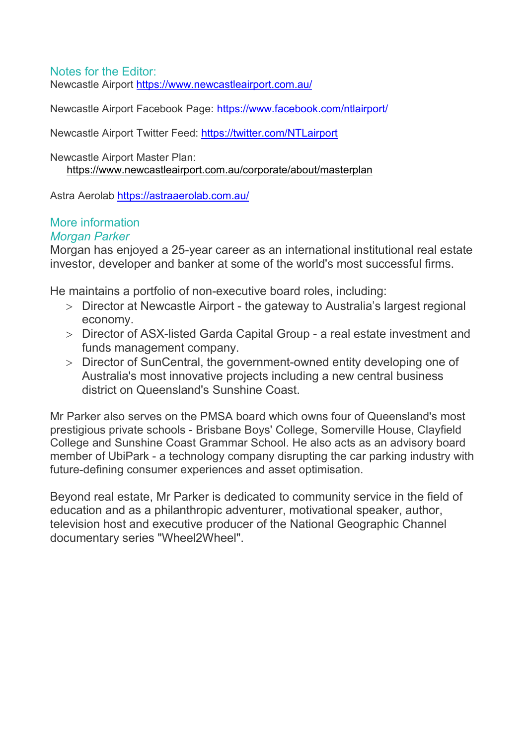## Notes for the Editor:

Newcastle Airport https://www.newcastleairport.com.au/

Newcastle Airport Facebook Page: https://www.facebook.com/ntlairport/

Newcastle Airport Twitter Feed: https://twitter.com/NTLairport

Newcastle Airport Master Plan:
https://www.newcastleairport.com.au/corporate/about/masterplan

Astra Aerolab https://astraaerolab.com.au/

## More information

### *Morgan Parker*

Morgan has enjoyed a 25-year career as an international institutional real estate investor, developer and banker at some of the world's most successful firms.

He maintains a portfolio of non-executive board roles, including:

- Director at Newcastle Airport - the gateway to Australia's largest regional economy.
- Director of ASX-listed Garda Capital Group - a real estate investment and funds management company.
- Director of SunCentral, the government-owned entity developing one of Australia's most innovative projects including a new central business district on Queensland's Sunshine Coast.

Mr Parker also serves on the PMSA board which owns four of Queensland's most prestigious private schools - Brisbane Boys' College, Somerville House, Clayfield College and Sunshine Coast Grammar School. He also acts as an advisory board member of UbiPark - a technology company disrupting the car parking industry with future-defining consumer experiences and asset optimisation.

Beyond real estate, Mr Parker is dedicated to community service in the field of education and as a philanthropic adventurer, motivational speaker, author, television host and executive producer of the National Geographic Channel documentary series "Wheel2Wheel".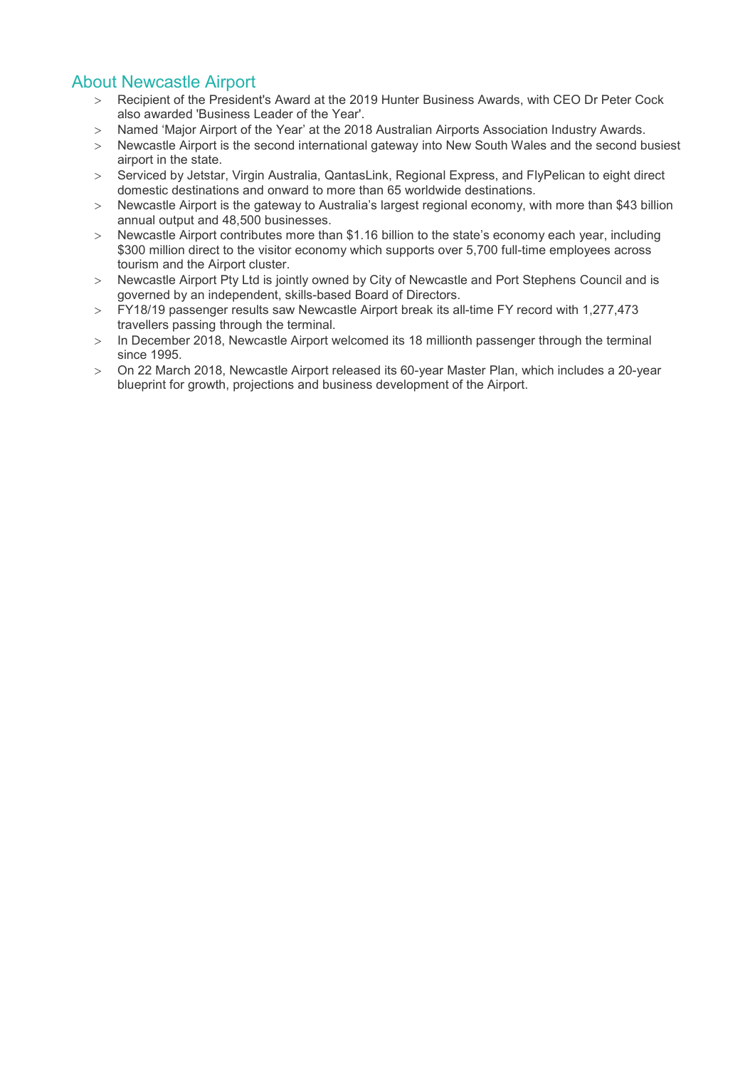## About Newcastle Airport

- Recipient of the President's Award at the 2019 Hunter Business Awards, with CEO Dr Peter Cock also awarded 'Business Leader of the Year'.
- Named 'Major Airport of the Year' at the 2018 Australian Airports Association Industry Awards.
- Newcastle Airport is the second international gateway into New South Wales and the second busiest airport in the state.
- Serviced by Jetstar, Virgin Australia, QantasLink, Regional Express, and FlyPelican to eight direct domestic destinations and onward to more than 65 worldwide destinations.
- Newcastle Airport is the gateway to Australia's largest regional economy, with more than $43 billion annual output and 48,500 businesses.
- Newcastle Airport contributes more than $1.16 billion to the state's economy each year, including $300 million direct to the visitor economy which supports over 5,700 full-time employees across tourism and the Airport cluster.
- Newcastle Airport Pty Ltd is jointly owned by City of Newcastle and Port Stephens Council and is governed by an independent, skills-based Board of Directors.
- FY18/19 passenger results saw Newcastle Airport break its all-time FY record with 1,277,473 travellers passing through the terminal.
- In December 2018, Newcastle Airport welcomed its 18 millionth passenger through the terminal since 1995.
- On 22 March 2018, Newcastle Airport released its 60-year Master Plan, which includes a 20-year blueprint for growth, projections and business development of the Airport.